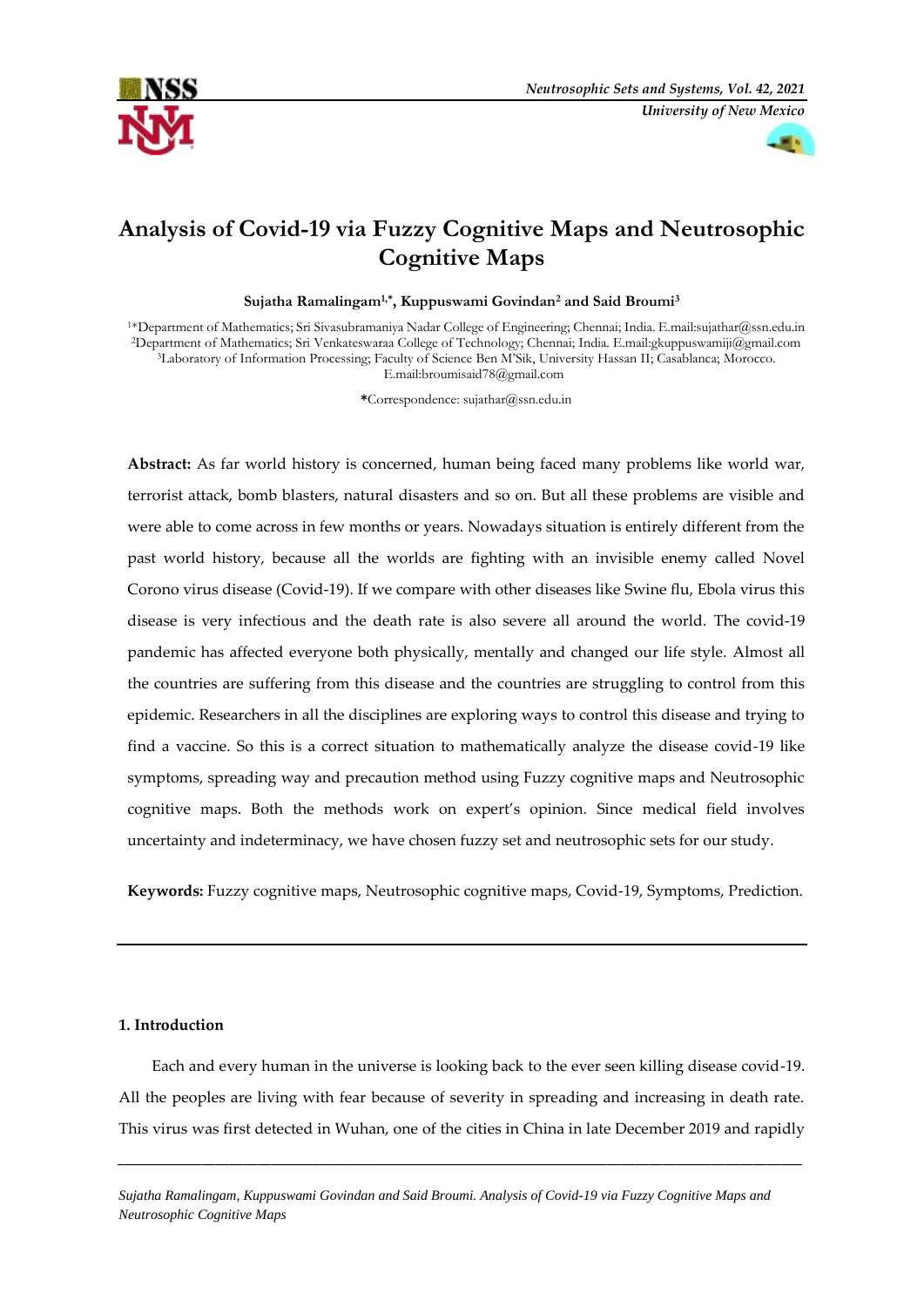# Analysis of Covid-19 via Fuzzy Cognitive Maps and Neutrosophic Cognitive Maps

**Sujatha Ramalingam[1,*], Kuppuswami Govindan[2] and Said Broumi[3]**

[1]*Department of Mathematics; Sri Sivasubramaniya Nadar College of Engineering; Chennai; India. E.mail:sujathar@ssn.edu.in
[2]Department of Mathematics; Sri Venkateswaraa College of Technology; Chennai; India. E.mail:gkuppuswamiji@gmail.com
[3]Laboratory of Information Processing; Faculty of Science Ben M'Sik, University Hassan II; Casablanca; Morocco. E.mail:broumisaid78@gmail.com

*Correspondence: sujathar@ssn.edu.in

**Abstract:** As far world history is concerned, human being faced many problems like world war, terrorist attack, bomb blasters, natural disasters and so on. But all these problems are visible and were able to come across in few months or years. Nowadays situation is entirely different from the past world history, because all the worlds are fighting with an invisible enemy called Novel Corono virus disease (Covid-19). If we compare with other diseases like Swine flu, Ebola virus this disease is very infectious and the death rate is also severe all around the world. The covid-19 pandemic has affected everyone both physically, mentally and changed our life style. Almost all the countries are suffering from this disease and the countries are struggling to control from this epidemic. Researchers in all the disciplines are exploring ways to control this disease and trying to find a vaccine. So this is a correct situation to mathematically analyze the disease covid-19 like symptoms, spreading way and precaution method using Fuzzy cognitive maps and Neutrosophic cognitive maps. Both the methods work on expert's opinion. Since medical field involves uncertainty and indeterminacy, we have chosen fuzzy set and neutrosophic sets for our study.

**Keywords:** Fuzzy cognitive maps, Neutrosophic cognitive maps, Covid-19, Symptoms, Prediction.

---

## 1. Introduction

Each and every human in the universe is looking back to the ever seen killing disease covid-19. All the peoples are living with fear because of severity in spreading and increasing in death rate. This virus was first detected in Wuhan, one of the cities in China in late December 2019 and rapidly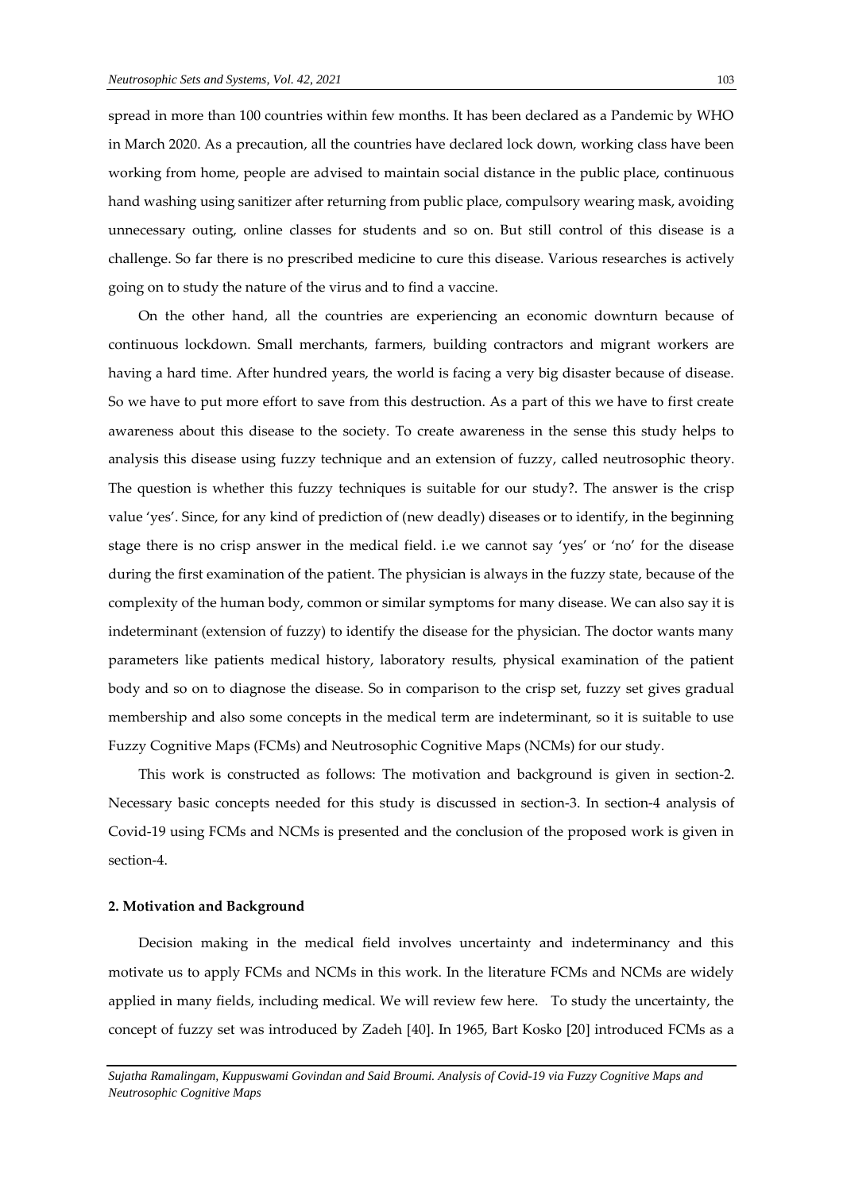spread in more than 100 countries within few months. It has been declared as a Pandemic by WHO in March 2020. As a precaution, all the countries have declared lock down, working class have been working from home, people are advised to maintain social distance in the public place, continuous hand washing using sanitizer after returning from public place, compulsory wearing mask, avoiding unnecessary outing, online classes for students and so on. But still control of this disease is a challenge. So far there is no prescribed medicine to cure this disease. Various researches is actively going on to study the nature of the virus and to find a vaccine.

On the other hand, all the countries are experiencing an economic downturn because of continuous lockdown. Small merchants, farmers, building contractors and migrant workers are having a hard time. After hundred years, the world is facing a very big disaster because of disease. So we have to put more effort to save from this destruction. As a part of this we have to first create awareness about this disease to the society. To create awareness in the sense this study helps to analysis this disease using fuzzy technique and an extension of fuzzy, called neutrosophic theory. The question is whether this fuzzy techniques is suitable for our study?. The answer is the crisp value 'yes'. Since, for any kind of prediction of (new deadly) diseases or to identify, in the beginning stage there is no crisp answer in the medical field. i.e we cannot say 'yes' or 'no' for the disease during the first examination of the patient. The physician is always in the fuzzy state, because of the complexity of the human body, common or similar symptoms for many disease. We can also say it is indeterminant (extension of fuzzy) to identify the disease for the physician. The doctor wants many parameters like patients medical history, laboratory results, physical examination of the patient body and so on to diagnose the disease. So in comparison to the crisp set, fuzzy set gives gradual membership and also some concepts in the medical term are indeterminant, so it is suitable to use Fuzzy Cognitive Maps (FCMs) and Neutrosophic Cognitive Maps (NCMs) for our study.

This work is constructed as follows: The motivation and background is given in section-2. Necessary basic concepts needed for this study is discussed in section-3. In section-4 analysis of Covid-19 using FCMs and NCMs is presented and the conclusion of the proposed work is given in section-4.

## 2. Motivation and Background

Decision making in the medical field involves uncertainty and indeterminancy and this motivate us to apply FCMs and NCMs in this work. In the literature FCMs and NCMs are widely applied in many fields, including medical. We will review few here. To study the uncertainty, the concept of fuzzy set was introduced by Zadeh [40]. In 1965, Bart Kosko [20] introduced FCMs as a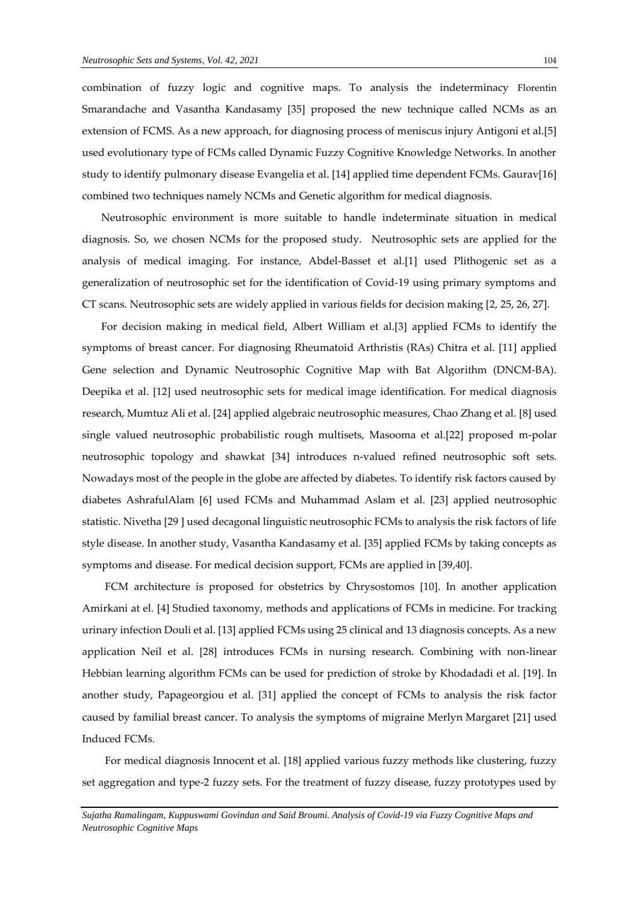combination of fuzzy logic and cognitive maps. To analysis the indeterminacy Florentin Smarandache and Vasantha Kandasamy [35] proposed the new technique called NCMs as an extension of FCMS. As a new approach, for diagnosing process of meniscus injury Antigoni et al.[5] used evolutionary type of FCMs called Dynamic Fuzzy Cognitive Knowledge Networks. In another study to identify pulmonary disease Evangelia et al. [14] applied time dependent FCMs. Gaurav[16] combined two techniques namely NCMs and Genetic algorithm for medical diagnosis.

Neutrosophic environment is more suitable to handle indeterminate situation in medical diagnosis. So, we chosen NCMs for the proposed study. Neutrosophic sets are applied for the analysis of medical imaging. For instance, Abdel-Basset et al.[1] used Plithogenic set as a generalization of neutrosophic set for the identification of Covid-19 using primary symptoms and CT scans. Neutrosophic sets are widely applied in various fields for decision making [2, 25, 26, 27].

For decision making in medical field, Albert William et al.[3] applied FCMs to identify the symptoms of breast cancer. For diagnosing Rheumatoid Arthristis (RAs) Chitra et al. [11] applied Gene selection and Dynamic Neutrosophic Cognitive Map with Bat Algorithm (DNCM-BA). Deepika et al. [12] used neutrosophic sets for medical image identification. For medical diagnosis research, Mumtuz Ali et al. [24] applied algebraic neutrosophic measures, Chao Zhang et al. [8] used single valued neutrosophic probabilistic rough multisets, Masooma et al.[22] proposed m-polar neutrosophic topology and shawkat [34] introduces n-valued refined neutrosophic soft sets. Nowadays most of the people in the globe are affected by diabetes. To identify risk factors caused by diabetes AshrafulAlam [6] used FCMs and Muhammad Aslam et al. [23] applied neutrosophic statistic. Nivetha [29 ] used decagonal linguistic neutrosophic FCMs to analysis the risk factors of life style disease. In another study, Vasantha Kandasamy et al. [35] applied FCMs by taking concepts as symptoms and disease. For medical decision support, FCMs are applied in [39,40].

FCM architecture is proposed for obstetrics by Chrysostomos [10]. In another application Amirkani at el. [4] Studied taxonomy, methods and applications of FCMs in medicine. For tracking urinary infection Douli et al. [13] applied FCMs using 25 clinical and 13 diagnosis concepts. As a new application Neil et al. [28] introduces FCMs in nursing research. Combining with non-linear Hebbian learning algorithm FCMs can be used for prediction of stroke by Khodadadi et al. [19]. In another study, Papageorgiou et al. [31] applied the concept of FCMs to analysis the risk factor caused by familial breast cancer. To analysis the symptoms of migraine Merlyn Margaret [21] used Induced FCMs.

For medical diagnosis Innocent et al. [18] applied various fuzzy methods like clustering, fuzzy set aggregation and type-2 fuzzy sets. For the treatment of fuzzy disease, fuzzy prototypes used by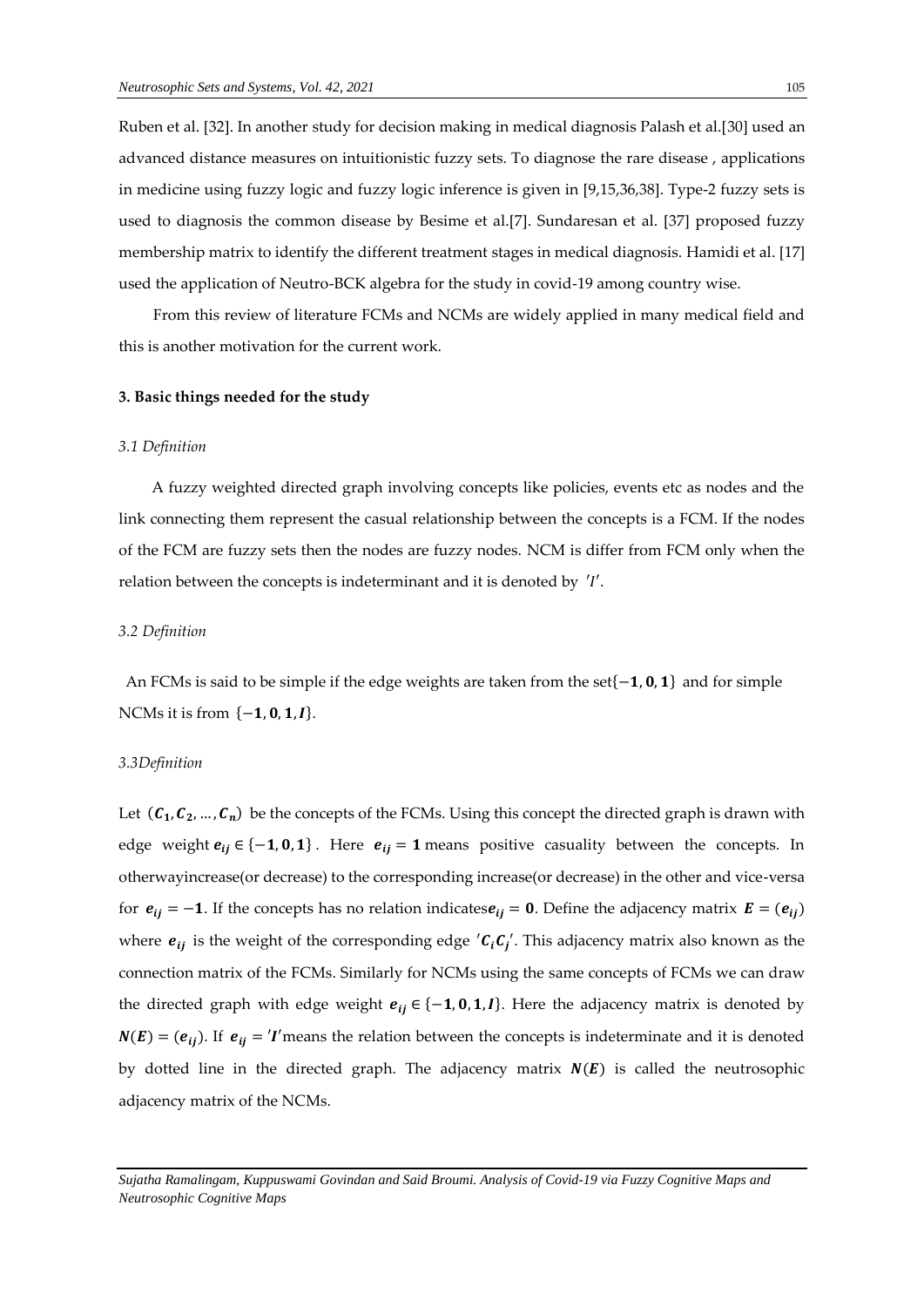Ruben et al. [32]. In another study for decision making in medical diagnosis Palash et al.[30] used an advanced distance measures on intuitionistic fuzzy sets. To diagnose the rare disease , applications in medicine using fuzzy logic and fuzzy logic inference is given in [9,15,36,38]. Type-2 fuzzy sets is used to diagnosis the common disease by Besime et al.[7]. Sundaresan et al. [37] proposed fuzzy membership matrix to identify the different treatment stages in medical diagnosis. Hamidi et al. [17] used the application of Neutro-BCK algebra for the study in covid-19 among country wise.

From this review of literature FCMs and NCMs are widely applied in many medical field and this is another motivation for the current work.

### 3. Basic things needed for the study

*3.1 Definition*

A fuzzy weighted directed graph involving concepts like policies, events etc as nodes and the link connecting them represent the casual relationship between the concepts is a FCM. If the nodes of the FCM are fuzzy sets then the nodes are fuzzy nodes. NCM is differ from FCM only when the relation between the concepts is indeterminant and it is denoted by $'I'$.

*3.2 Definition*

An FCMs is said to be simple if the edge weights are taken from the set$\{-\mathbf{1}, \mathbf{0}, \mathbf{1}\}$ and for simple NCMs it is from $\{-\mathbf{1}, \mathbf{0}, \mathbf{1}, \boldsymbol{I}\}$.

*3.3Definition*

Let $(\boldsymbol{C_1}, \boldsymbol{C_2}, \dots, \boldsymbol{C_n})$ be the concepts of the FCMs. Using this concept the directed graph is drawn with edge weight $\boldsymbol{e_{ij}} \in \{-\mathbf{1}, \mathbf{0}, \mathbf{1}\}$. Here $\boldsymbol{e_{ij}} = \mathbf{1}$ means positive casuality between the concepts. In otherwayincrease(or decrease) to the corresponding increase(or decrease) in the other and vice-versa for $\boldsymbol{e_{ij}} = -\mathbf{1}$. If the concepts has no relation indicates$\boldsymbol{e_{ij}} = \mathbf{0}$. Define the adjacency matrix $\boldsymbol{E} = (\boldsymbol{e_{ij}})$ where $\boldsymbol{e_{ij}}$ is the weight of the corresponding edge $'\boldsymbol{C_i}\boldsymbol{C_j}'$. This adjacency matrix also known as the connection matrix of the FCMs. Similarly for NCMs using the same concepts of FCMs we can draw the directed graph with edge weight $\boldsymbol{e_{ij}} \in \{-\mathbf{1}, \mathbf{0}, \mathbf{1}, \boldsymbol{I}\}$. Here the adjacency matrix is denoted by $\boldsymbol{N}(\boldsymbol{E}) = (\boldsymbol{e_{ij}})$. If $\boldsymbol{e_{ij}} = '\boldsymbol{I}'$means the relation between the concepts is indeterminate and it is denoted by dotted line in the directed graph. The adjacency matrix $\boldsymbol{N}(\boldsymbol{E})$ is called the neutrosophic adjacency matrix of the NCMs.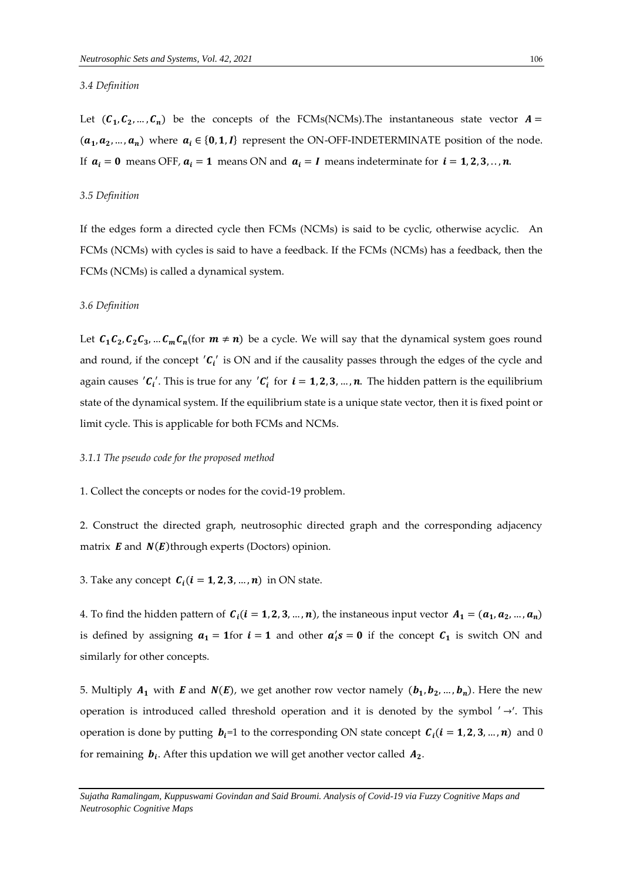*3.4 Definition*

Let $(C_1, C_2, \ldots, C_n)$ be the concepts of the FCMs(NCMs).The instantaneous state vector $A = (a_1, a_2, \ldots, a_n)$ where $a_i \in \{0, 1, I\}$ represent the ON-OFF-INDETERMINATE position of the node. If $a_i = 0$ means OFF, $a_i = 1$ means ON and $a_i = I$ means indeterminate for $i = 1, 2, 3, \ldots, n$.

*3.5 Definition*

If the edges form a directed cycle then FCMs (NCMs) is said to be cyclic, otherwise acyclic. An FCMs (NCMs) with cycles is said to have a feedback. If the FCMs (NCMs) has a feedback, then the FCMs (NCMs) is called a dynamical system.

*3.6 Definition*

Let $C_1C_2, C_2C_3, \ldots C_mC_n$(for $m \neq n$) be a cycle. We will say that the dynamical system goes round and round, if the concept $'C_i'$ is ON and if the causality passes through the edges of the cycle and again causes $'C_i'$. This is true for any $'C_i'$ for $i = 1, 2, 3, \ldots, n$. The hidden pattern is the equilibrium state of the dynamical system. If the equilibrium state is a unique state vector, then it is fixed point or limit cycle. This is applicable for both FCMs and NCMs.

*3.1.1 The pseudo code for the proposed method*

1. Collect the concepts or nodes for the covid-19 problem.

2. Construct the directed graph, neutrosophic directed graph and the corresponding adjacency matrix $E$ and $N(E)$through experts (Doctors) opinion.

3. Take any concept $C_i(i = 1, 2, 3, \ldots, n)$ in ON state.

4. To find the hidden pattern of $C_i(i = 1, 2, 3, \ldots, n)$, the instaneous input vector $A_1 = (a_1, a_2, \ldots, a_n)$ is defined by assigning $a_1 = 1$for $i = 1$ and other $a_i's = 0$ if the concept $C_1$ is switch ON and similarly for other concepts.

5. Multiply $A_1$ with $E$ and $N(E)$, we get another row vector namely $(b_1, b_2, \ldots, b_n)$. Here the new operation is introduced called threshold operation and it is denoted by the symbol $' \rightarrow '$. This operation is done by putting $b_i$=1 to the corresponding ON state concept $C_i(i = 1, 2, 3, \ldots, n)$ and 0 for remaining $b_i$. After this updation we will get another vector called $A_2$.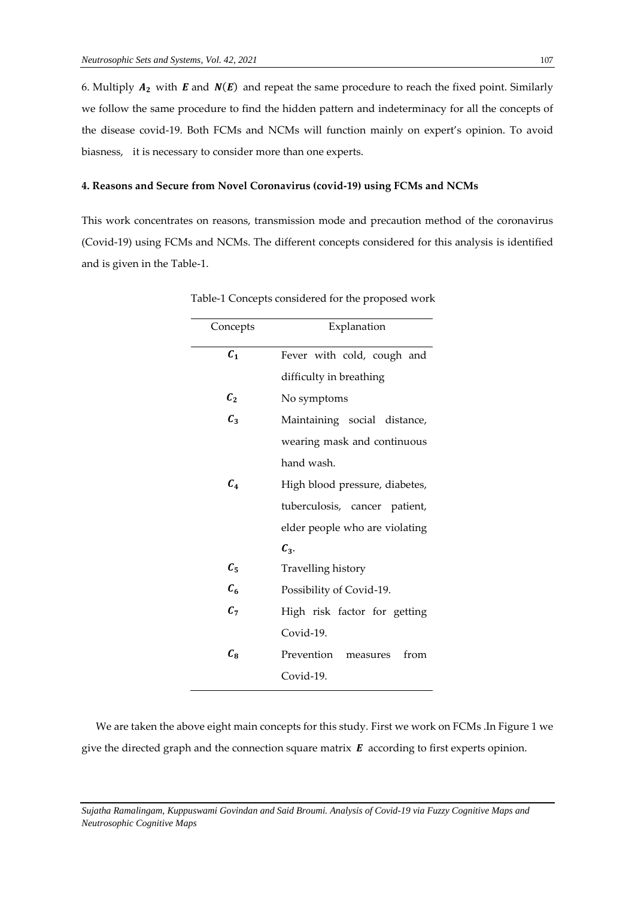6. Multiply $\boldsymbol{A_2}$ with $\boldsymbol{E}$ and $\boldsymbol{N(E)}$ and repeat the same procedure to reach the fixed point. Similarly we follow the same procedure to find the hidden pattern and indeterminacy for all the concepts of the disease covid-19. Both FCMs and NCMs will function mainly on expert's opinion. To avoid biasness, it is necessary to consider more than one experts.

#### 4. Reasons and Secure from Novel Coronavirus (covid-19) using FCMs and NCMs

This work concentrates on reasons, transmission mode and precaution method of the coronavirus (Covid-19) using FCMs and NCMs. The different concepts considered for this analysis is identified and is given in the Table-1.

Table-1 Concepts considered for the proposed work

| Concepts | Explanation |
|---|---|
| $C_1$ | Fever with cold, cough and difficulty in breathing |
| $C_2$ | No symptoms |
| $C_3$ | Maintaining social distance, wearing mask and continuous hand wash. |
| $C_4$ | High blood pressure, diabetes, tuberculosis, cancer patient, elder people who are violating $C_3$. |
| $C_5$ | Travelling history |
| $C_6$ | Possibility of Covid-19. |
| $C_7$ | High risk factor for getting Covid-19. |
| $C_8$ | Prevention measures from Covid-19. |

We are taken the above eight main concepts for this study. First we work on FCMs .In Figure 1 we give the directed graph and the connection square matrix $\boldsymbol{E}$ according to first experts opinion.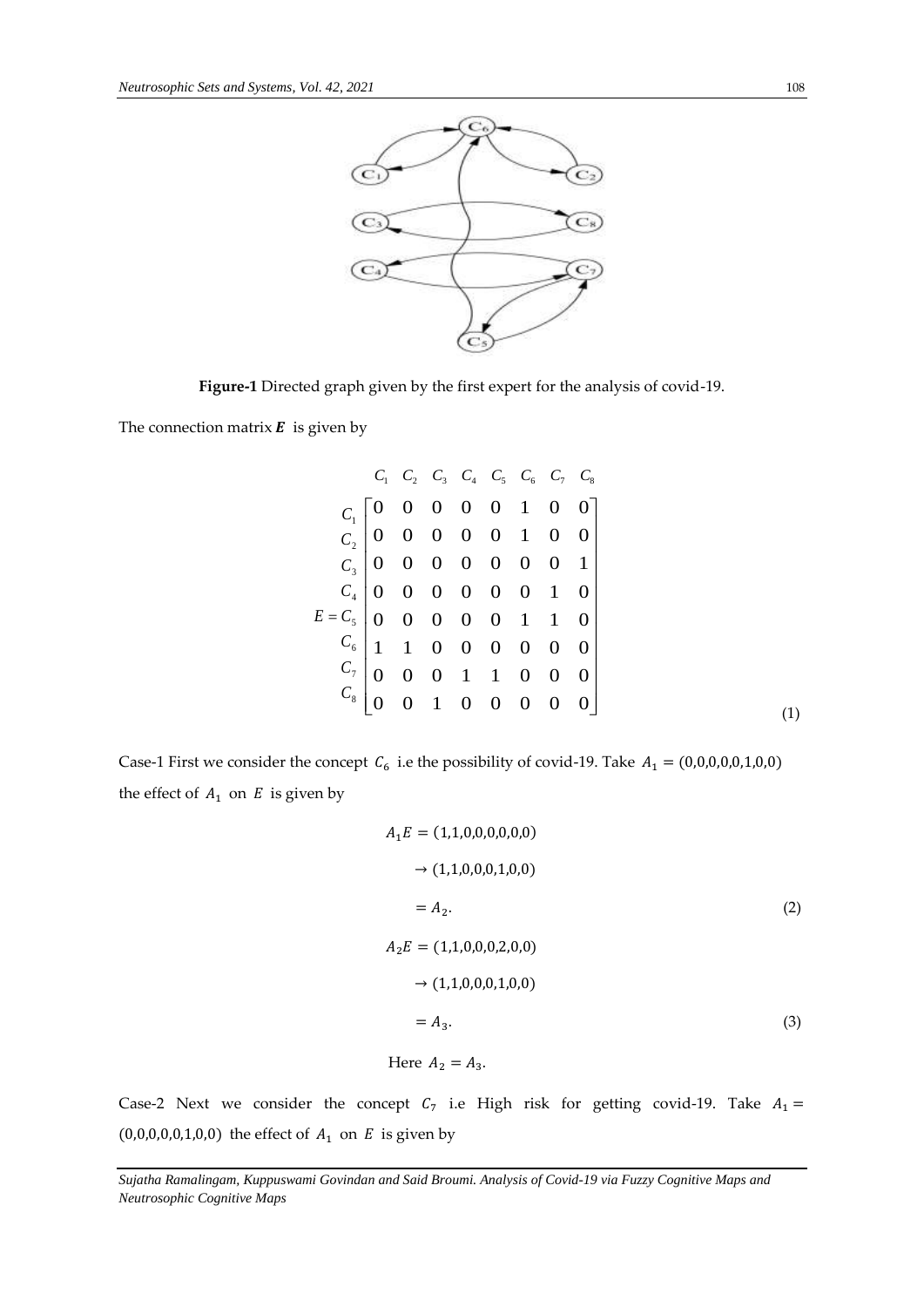**Figure-1** Directed graph given by the first expert for the analysis of covid-19.

The connection matrix $\boldsymbol{E}$ is given by

$$
E = \begin{array}{c} \\ C_1 \\ C_2 \\ C_3 \\ C_4 \\ C_5 \\ C_6 \\ C_7 \\ C_8 \end{array}
\begin{array}{c}
\begin{array}{cccccccc} C_1 & C_2 & C_3 & C_4 & C_5 & C_6 & C_7 & C_8 \end{array} \\
\begin{bmatrix}
0 & 0 & 0 & 0 & 0 & 1 & 0 & 0 \\
0 & 0 & 0 & 0 & 0 & 1 & 0 & 0 \\
0 & 0 & 0 & 0 & 0 & 0 & 0 & 1 \\
0 & 0 & 0 & 0 & 0 & 0 & 1 & 0 \\
0 & 0 & 0 & 0 & 0 & 1 & 1 & 0 \\
1 & 1 & 0 & 0 & 0 & 0 & 0 & 0 \\
0 & 0 & 0 & 1 & 1 & 0 & 0 & 0 \\
0 & 0 & 1 & 0 & 0 & 0 & 0 & 0
\end{bmatrix}
\end{array} \quad (1)
$$

Case-1 First we consider the concept $C_6$ i.e the possibility of covid-19. Take $A_1 = (0,0,0,0,0,1,0,0)$ the effect of $A_1$ on $E$ is given by

$$
\begin{aligned}
A_1E &= (1,1,0,0,0,0,0,0) \\
&\rightarrow (1,1,0,0,0,1,0,0) \\
&= A_2. \qquad (2) \\
A_2E &= (1,1,0,0,0,2,0,0) \\
&\rightarrow (1,1,0,0,0,1,0,0) \\
&= A_3. \qquad (3)
\end{aligned}
$$

Here $A_2 = A_3$.

Case-2 Next we consider the concept $C_7$ i.e High risk for getting covid-19. Take $A_1 = (0,0,0,0,0,1,0,0)$ the effect of $A_1$ on $E$ is given by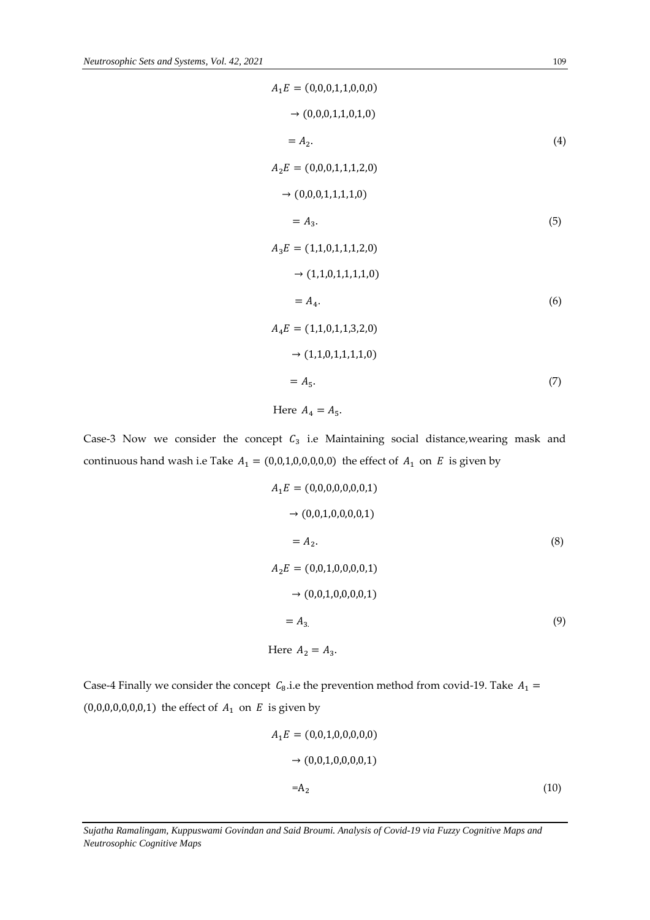$$A_1E = (0,0,0,1,1,0,0,0)$$

$$\rightarrow (0,0,0,1,1,0,1,0)$$

$$= A_2. \tag{4}$$

$$A_2E = (0,0,0,1,1,1,2,0)$$

$$\rightarrow (0,0,0,1,1,1,1,0)$$

$$= A_3. \tag{5}$$

$$A_3E = (1,1,0,1,1,1,2,0)$$

$$\rightarrow (1,1,0,1,1,1,1,0)$$

$$= A_4. \tag{6}$$

$$A_4E = (1,1,0,1,1,3,2,0)$$

$$\rightarrow (1,1,0,1,1,1,1,0)$$

$$= A_5. \tag{7}$$

Here $A_4 = A_5$.

Case-3 Now we consider the concept $C_3$ i.e Maintaining social distance,wearing mask and continuous hand wash i.e Take $A_1 = (0,0,1,0,0,0,0,0)$ the effect of $A_1$ on $E$ is given by

$$A_1E = (0,0,0,0,0,0,0,1)$$

$$\rightarrow (0,0,1,0,0,0,0,1)$$

$$= A_2. \tag{8}$$

$$A_2E = (0,0,1,0,0,0,0,1)$$

$$\rightarrow (0,0,1,0,0,0,0,1)$$

$$= A_3. \tag{9}$$

Here $A_2 = A_3$.

Case-4 Finally we consider the concept $C_8$.i.e the prevention method from covid-19. Take $A_1 = (0,0,0,0,0,0,0,1)$ the effect of $A_1$ on $E$ is given by

$$A_1E = (0,0,1,0,0,0,0,0)$$

$$\rightarrow (0,0,1,0,0,0,0,1)$$

$$= A_2 \tag{10}$$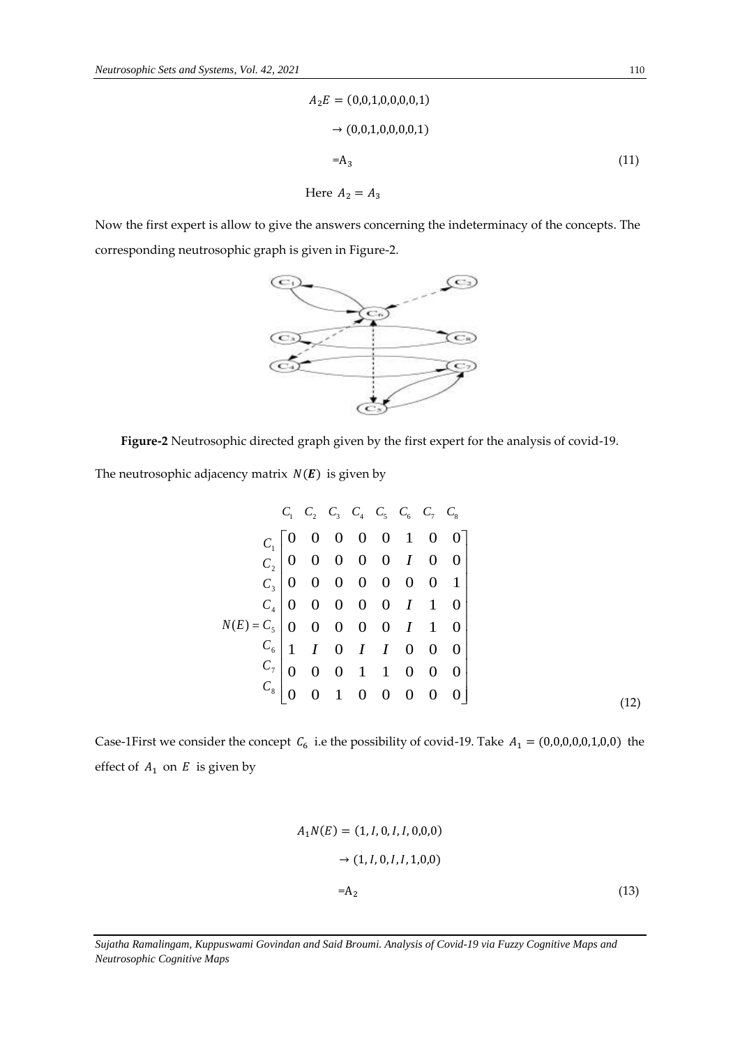$$A_2E = (0,0,1,0,0,0,0,1)$$

$$\rightarrow (0,0,1,0,0,0,0,1)$$

$$= A_3 \tag{11}$$

Here $A_2 = A_3$

Now the first expert is allow to give the answers concerning the indeterminacy of the concepts. The corresponding neutrosophic graph is given in Figure-2.

**Figure-2** Neutrosophic directed graph given by the first expert for the analysis of covid-19.

The neutrosophic adjacency matrix $N(\boldsymbol{E})$ is given by

$$N(E) = \begin{array}{c} \\ C_1 \\ C_2 \\ C_3 \\ C_4 \\ C_5 \\ C_6 \\ C_7 \\ C_8 \end{array} \begin{array}{c} \begin{array}{cccccccc} C_1 & C_2 & C_3 & C_4 & C_5 & C_6 & C_7 & C_8 \end{array} \\ \begin{bmatrix} 0 & 0 & 0 & 0 & 0 & 1 & 0 & 0 \\ 0 & 0 & 0 & 0 & 0 & I & 0 & 0 \\ 0 & 0 & 0 & 0 & 0 & 0 & 0 & 1 \\ 0 & 0 & 0 & 0 & 0 & I & 1 & 0 \\ 0 & 0 & 0 & 0 & 0 & I & 1 & 0 \\ 1 & I & 0 & I & I & 0 & 0 & 0 \\ 0 & 0 & 0 & 1 & 1 & 0 & 0 & 0 \\ 0 & 0 & 1 & 0 & 0 & 0 & 0 & 0 \end{bmatrix} \end{array} \tag{12}$$

Case-1First we consider the concept $C_6$ i.e the possibility of covid-19. Take $A_1 = (0,0,0,0,0,1,0,0)$ the effect of $A_1$ on $E$ is given by

$$A_1N(E) = (1, I, 0, I, I, 0,0,0)$$

$$\rightarrow (1, I, 0, I, I, 1,0,0)$$

$$= A_2 \tag{13}$$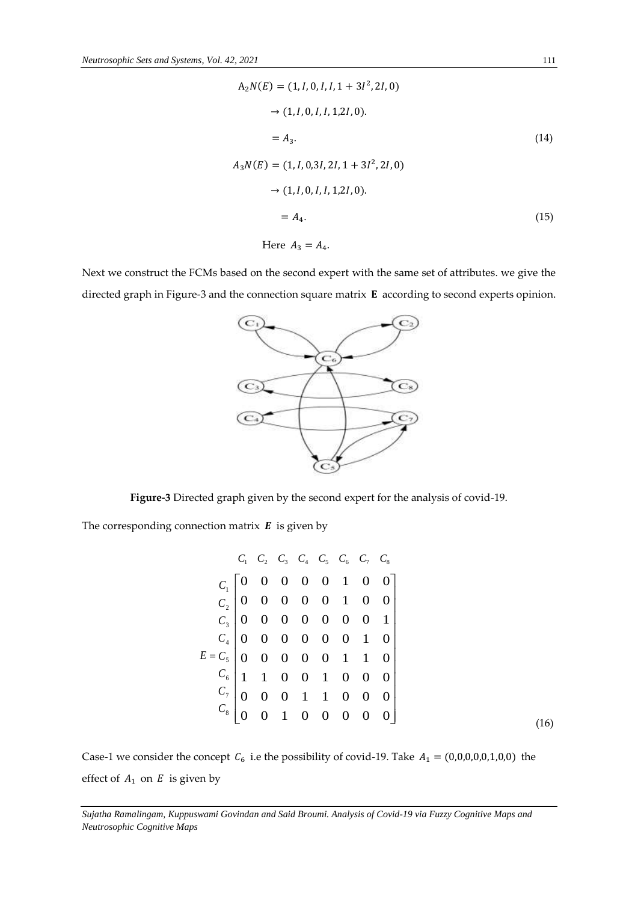$$A_2N(E) = (1, I, 0, I, I, 1 + 3I^2, 2I, 0)$$

$$\rightarrow (1, I, 0, I, I, 1, 2I, 0).$$

$$= A_3. \tag{14}$$

$$A_3N(E) = (1, I, 0, 3I, 2I, 1 + 3I^2, 2I, 0)$$

$$\rightarrow (1, I, 0, I, I, 1, 2I, 0).$$

$$= A_4. \tag{15}$$

Here $A_3 = A_4$.

Next we construct the FCMs based on the second expert with the same set of attributes. we give the directed graph in Figure-3 and the connection square matrix $\mathbf{E}$ according to second experts opinion.

**Figure-3** Directed graph given by the second expert for the analysis of covid-19.

The corresponding connection matrix $\boldsymbol{E}$ is given by

$$E = \begin{array}{c} \\ C_1 \\ C_2 \\ C_3 \\ C_4 \\ C_5 \\ C_6 \\ C_7 \\ C_8 \end{array} \begin{array}{c} \begin{array}{cccccccc} C_1 & C_2 & C_3 & C_4 & C_5 & C_6 & C_7 & C_8 \end{array} \\ \begin{bmatrix} 0 & 0 & 0 & 0 & 0 & 1 & 0 & 0 \\ 0 & 0 & 0 & 0 & 0 & 1 & 0 & 0 \\ 0 & 0 & 0 & 0 & 0 & 0 & 0 & 1 \\ 0 & 0 & 0 & 0 & 0 & 0 & 1 & 0 \\ 0 & 0 & 0 & 0 & 0 & 1 & 1 & 0 \\ 1 & 1 & 0 & 0 & 1 & 0 & 0 & 0 \\ 0 & 0 & 0 & 1 & 1 & 0 & 0 & 0 \\ 0 & 0 & 1 & 0 & 0 & 0 & 0 & 0 \end{bmatrix} \end{array} \tag{16}$$

Case-1 we consider the concept $C_6$ i.e the possibility of covid-19. Take $A_1 = (0,0,0,0,0,1,0,0)$ the effect of $A_1$ on $E$ is given by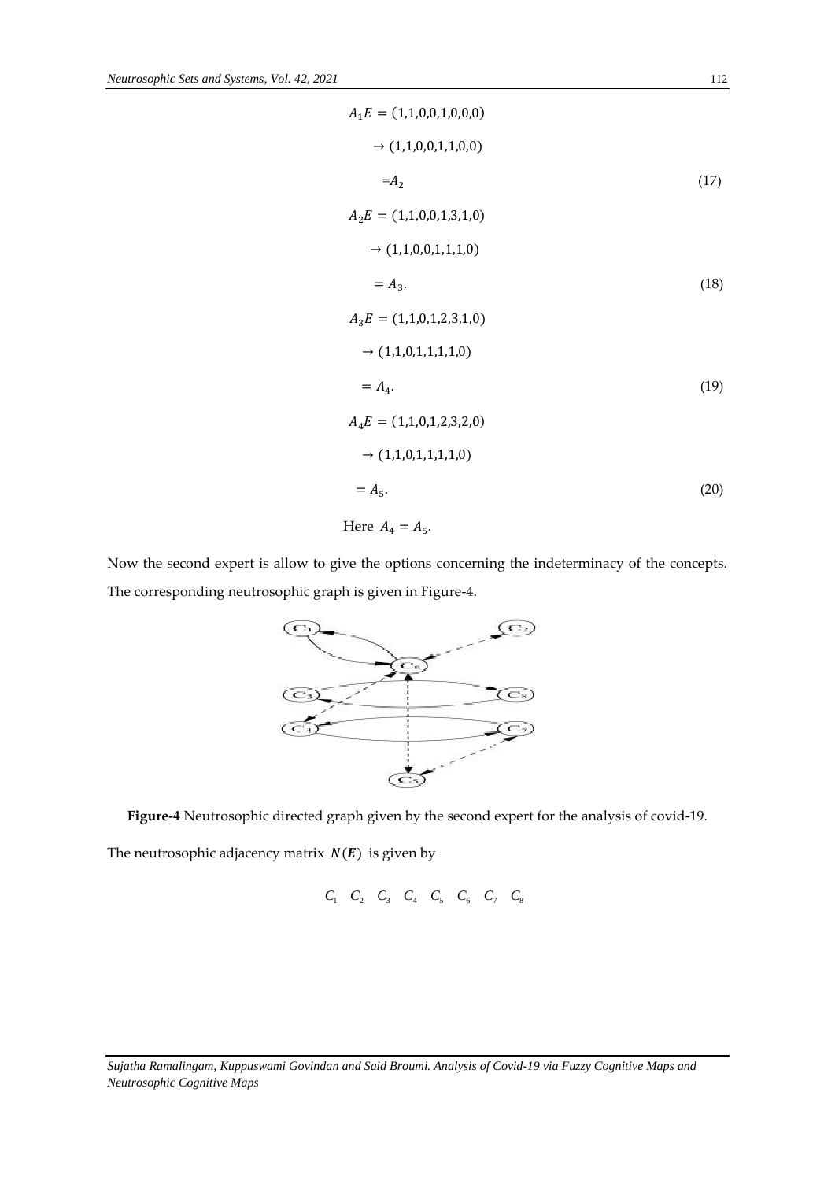$$A_1E = (1,1,0,0,1,0,0,0)$$

$$\rightarrow (1,1,0,0,1,1,0,0)$$

$$=A_2 \tag{17}$$

$$A_2E = (1,1,0,0,1,3,1,0)$$

$$\rightarrow (1,1,0,0,1,1,1,0)$$

$$= A_3. \tag{18}$$

$$A_3E = (1,1,0,1,2,3,1,0)$$

$$\rightarrow (1,1,0,1,1,1,1,0)$$

$$= A_4. \tag{19}$$

$$A_4E = (1,1,0,1,2,3,2,0)$$

$$\rightarrow (1,1,0,1,1,1,1,0)$$

$$= A_5. \tag{20}$$

Here $A_4 = A_5$.

Now the second expert is allow to give the options concerning the indeterminacy of the concepts. The corresponding neutrosophic graph is given in Figure-4.

**Figure-4** Neutrosophic directed graph given by the second expert for the analysis of covid-19.

The neutrosophic adjacency matrix $N(\boldsymbol{E})$ is given by

$$C_1 \quad C_2 \quad C_3 \quad C_4 \quad C_5 \quad C_6 \quad C_7 \quad C_8$$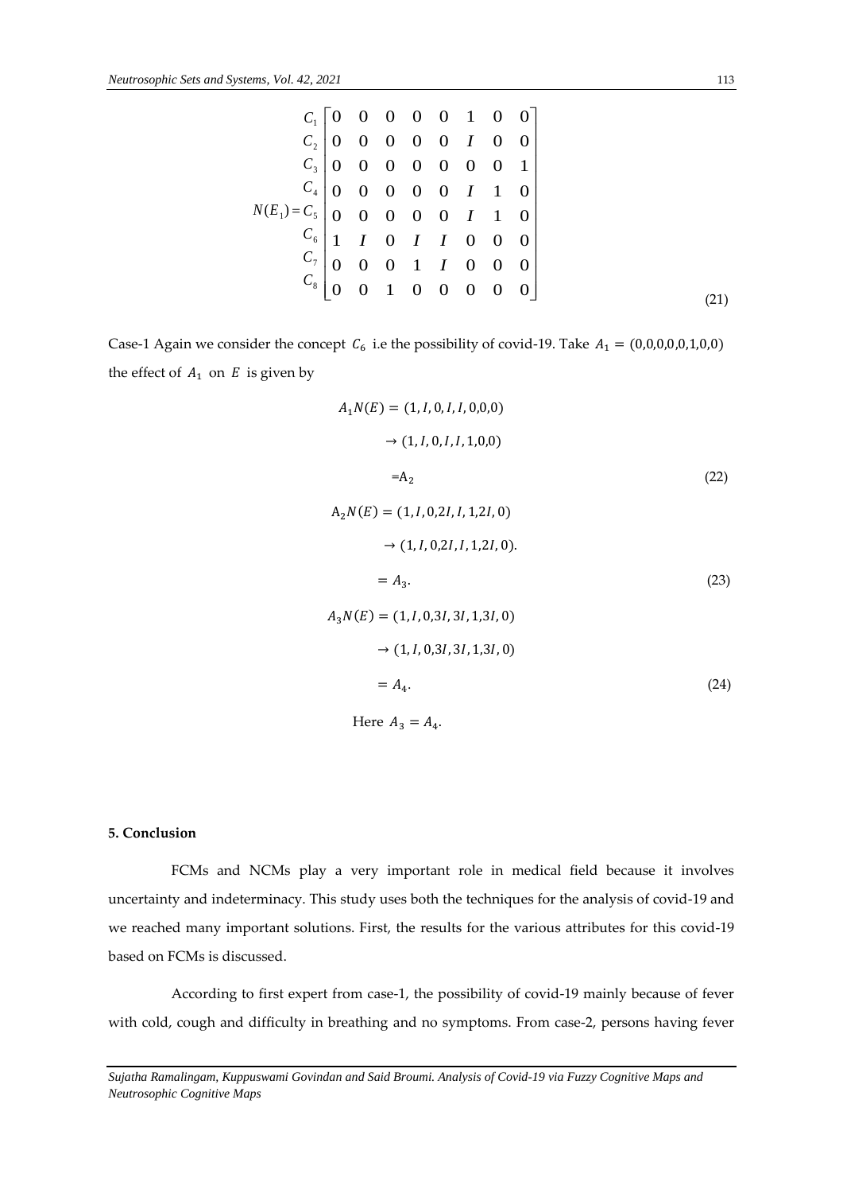$$
N(E_1) = \begin{array}{c} C_1 \\ C_2 \\ C_3 \\ C_4 \\ C_5 \\ C_6 \\ C_7 \\ C_8 \end{array} \begin{bmatrix} 0 & 0 & 0 & 0 & 0 & 1 & 0 & 0 \\ 0 & 0 & 0 & 0 & 0 & I & 0 & 0 \\ 0 & 0 & 0 & 0 & 0 & 0 & 0 & 1 \\ 0 & 0 & 0 & 0 & 0 & I & 1 & 0 \\ 0 & 0 & 0 & 0 & 0 & I & 1 & 0 \\ 1 & I & 0 & I & I & 0 & 0 & 0 \\ 0 & 0 & 0 & 1 & I & 0 & 0 & 0 \\ 0 & 0 & 1 & 0 & 0 & 0 & 0 & 0 \end{bmatrix} \tag{21}
$$

Case-1 Again we consider the concept $C_6$ i.e the possibility of covid-19. Take $A_1 = (0,0,0,0,0,1,0,0)$ the effect of $A_1$ on $E$ is given by

$$
\begin{aligned}
A_1 N(E) &= (1, I, 0, I, I, 0,0,0) \\
&\rightarrow (1, I, 0, I, I, 1,0,0) \\
&= A_2
\end{aligned} \tag{22}
$$

$$
\begin{aligned}
A_2 N(E) &= (1, I, 0, 2I, I, 1, 2I, 0) \\
&\rightarrow (1, I, 0, 2I, I, 1, 2I, 0). \\
&= A_3.
\end{aligned} \tag{23}
$$

$$
\begin{aligned}
A_3 N(E) &= (1, I, 0, 3I, 3I, 1, 3I, 0) \\
&\rightarrow (1, I, 0, 3I, 3I, 1, 3I, 0) \\
&= A_4.
\end{aligned} \tag{24}
$$

Here $A_3 = A_4$.

## 5. Conclusion

FCMs and NCMs play a very important role in medical field because it involves uncertainty and indeterminacy. This study uses both the techniques for the analysis of covid-19 and we reached many important solutions. First, the results for the various attributes for this covid-19 based on FCMs is discussed.

According to first expert from case-1, the possibility of covid-19 mainly because of fever with cold, cough and difficulty in breathing and no symptoms. From case-2, persons having fever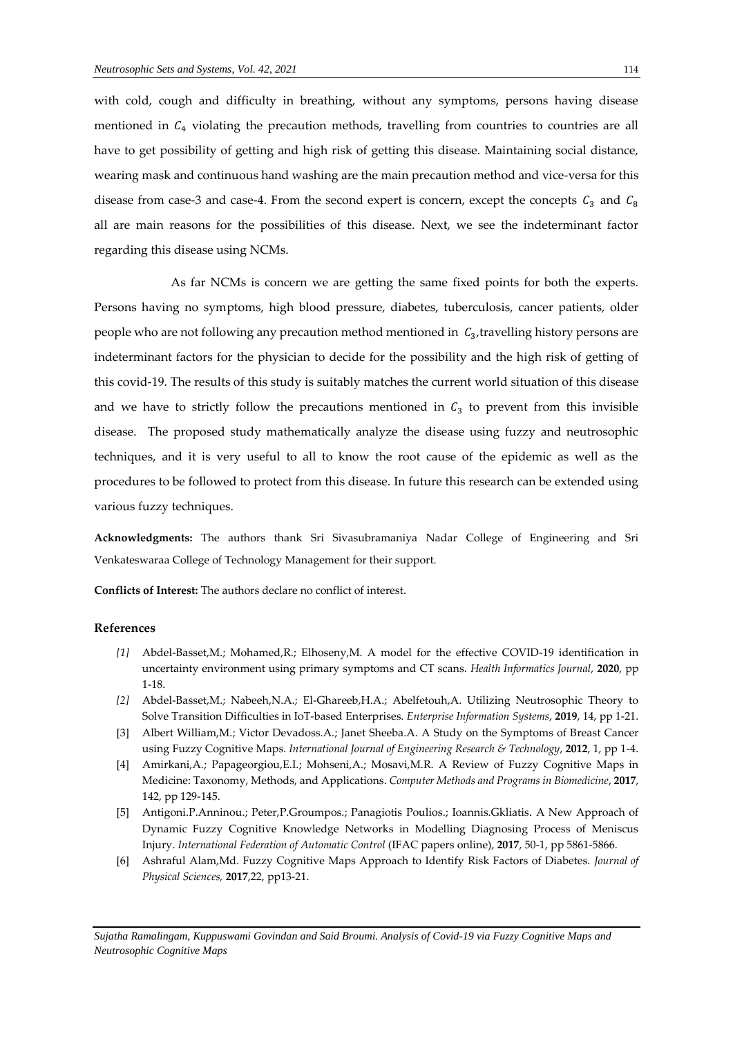with cold, cough and difficulty in breathing, without any symptoms, persons having disease mentioned in $C_4$ violating the precaution methods, travelling from countries to countries are all have to get possibility of getting and high risk of getting this disease. Maintaining social distance, wearing mask and continuous hand washing are the main precaution method and vice-versa for this disease from case-3 and case-4. From the second expert is concern, except the concepts $C_3$ and $C_8$ all are main reasons for the possibilities of this disease. Next, we see the indeterminant factor regarding this disease using NCMs.

As far NCMs is concern we are getting the same fixed points for both the experts. Persons having no symptoms, high blood pressure, diabetes, tuberculosis, cancer patients, older people who are not following any precaution method mentioned in $C_3$,travelling history persons are indeterminant factors for the physician to decide for the possibility and the high risk of getting of this covid-19. The results of this study is suitably matches the current world situation of this disease and we have to strictly follow the precautions mentioned in $C_3$ to prevent from this invisible disease. The proposed study mathematically analyze the disease using fuzzy and neutrosophic techniques, and it is very useful to all to know the root cause of the epidemic as well as the procedures to be followed to protect from this disease. In future this research can be extended using various fuzzy techniques.

**Acknowledgments:** The authors thank Sri Sivasubramaniya Nadar College of Engineering and Sri Venkateswaraa College of Technology Management for their support.

**Conflicts of Interest:** The authors declare no conflict of interest.

## References

[1] Abdel-Basset,M.; Mohamed,R.; Elhoseny,M. A model for the effective COVID-19 identification in uncertainty environment using primary symptoms and CT scans. *Health Informatics Journal*, **2020**, pp 1-18.

[2] Abdel-Basset,M.; Nabeeh,N.A.; El-Ghareeb,H.A.; Abelfetouh,A. Utilizing Neutrosophic Theory to Solve Transition Difficulties in IoT-based Enterprises. *Enterprise Information Systems*, **2019**, 14, pp 1-21.

[3] Albert William,M.; Victor Devadoss.A.; Janet Sheeba.A. A Study on the Symptoms of Breast Cancer using Fuzzy Cognitive Maps. *International Journal of Engineering Research & Technology*, **2012**, 1, pp 1-4.

[4] Amirkani,A.; Papageorgiou,E.I.; Mohseni,A.; Mosavi,M.R. A Review of Fuzzy Cognitive Maps in Medicine: Taxonomy, Methods, and Applications. *Computer Methods and Programs in Biomedicine*, **2017**, 142, pp 129-145.

[5] Antigoni.P.Anninou.; Peter,P.Groumpos.; Panagiotis Poulios.; Ioannis.Gkliatis. A New Approach of Dynamic Fuzzy Cognitive Knowledge Networks in Modelling Diagnosing Process of Meniscus Injury. *International Federation of Automatic Control* (IFAC papers online), **2017**, 50-1, pp 5861-5866.

[6] Ashraful Alam,Md. Fuzzy Cognitive Maps Approach to Identify Risk Factors of Diabetes. *Journal of Physical Sciences,* **2017**,22, pp13-21.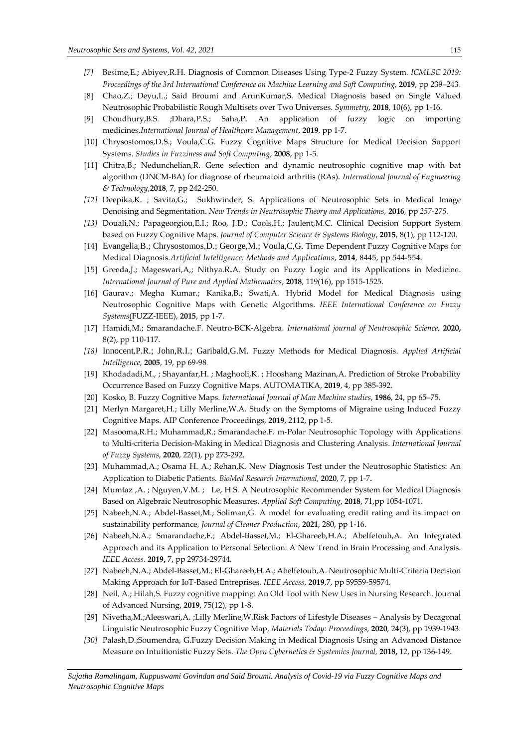[7] Besime,E.; Abiyev,R.H. Diagnosis of Common Diseases Using Type-2 Fuzzy System. *ICMLSC 2019: Proceedings of the 3rd International Conference on Machine Learning and Soft Computing,* **2019**, pp 239–243.

[8] Chao,Z.; Deyu,L.; Said Broumi and ArunKumar,S. Medical Diagnosis based on Single Valued Neutrosophic Probabilistic Rough Multisets over Two Universes. *Symmetry*, **2018**, 10(6), pp 1-16.

[9] Choudhury,B.S. ;Dhara,P.S.; Saha,P. An application of fuzzy logic on importing medicines.*International Journal of Healthcare Management*, **2019**, pp 1-7.

[10] Chrysostomos,D.S.; Voula,C.G. Fuzzy Cognitive Maps Structure for Medical Decision Support Systems. *Studies in Fuzziness and Soft Computing*, **2008**, pp 1-5.

[11] Chitra,B.; Nedunchelian,R. Gene selection and dynamic neutrosophic cognitive map with bat algorithm (DNCM-BA) for diagnose of rheumatoid arthritis (RAs). *International Journal of Engineering & Technology,***2018**, 7, pp 242-250.

[12] Deepika,K. ; Savita,G.; Sukhwinder, S. Applications of Neutrosophic Sets in Medical Image Denoising and Segmentation. *New Trends in Neutrosophic Theory and Applications,* **2016**, pp *257-275.*

[13] Douali,N.; Papageorgiou,E.I.; Roo, J.D.; Cools,H.; Jaulent,M.C. Clinical Decision Support System based on Fuzzy Cognitive Maps. *Journal of Computer Science & Systems Biology*, **2015**, 8(1), pp 112-120.

[14] Evangelia,B.; Chrysostomos,D.; George,M.; Voula,C,G. Time Dependent Fuzzy Cognitive Maps for Medical Diagnosis.*Artificial Intelligence: Methods and Applications*, **2014**, 8445, pp 544-554.

[15] Greeda,J.; Mageswari,A,; Nithya.R.A. Study on Fuzzy Logic and its Applications in Medicine. *International Journal of Pure and Applied Mathematics*, **2018**, 119(16), pp 1515-1525.

[16] Gaurav.; Megha Kumar.; Kanika,B.; Swati,A. Hybrid Model for Medical Diagnosis using Neutrosophic Cognitive Maps with Genetic Algorithms. *IEEE International Conference on Fuzzy Systems*(FUZZ-IEEE), **2015**, pp 1-7.

[17] Hamidi,M.; Smarandache.F. Neutro-BCK-Algebra. *International journal of Neutrosophic Science,* **2020,** 8(2), pp 110-117.

[18] Innocent,P.R.; John,R.I.; Garibald,G.M. Fuzzy Methods for Medical Diagnosis. *Applied Artificial Intelligence,* **2005**, 19, pp 69-98.

[19] Khodadadi,M., ; Shayanfar,H. ; Maghooli,K. ; Hooshang Mazinan,A. Prediction of Stroke Probability Occurrence Based on Fuzzy Cognitive Maps. AUTOMATIKA, **2019**, 4, pp 385-392.

[20] Kosko, B. Fuzzy Cognitive Maps. *International Journal of Man Machine studies*, **1986**, 24, pp 65–75.

[21] Merlyn Margaret,H.; Lilly Merline,W.A. Study on the Symptoms of Migraine using Induced Fuzzy Cognitive Maps. AIP Conference Proceedings, **2019**, 2112, pp 1-5.

[22] Masooma,R.H.; Muhammad,R.; Smarandache.F. m-Polar Neutrosophic Topology with Applications to Multi-criteria Decision-Making in Medical Diagnosis and Clustering Analysis. *International Journal of Fuzzy Systems*, **2020**, 22(1), pp 273-292.

[23] Muhammad,A.; Osama H. A.; Rehan,K. New Diagnosis Test under the Neutrosophic Statistics: An Application to Diabetic Patients. *BioMed Research International,* **2020**, 7, pp 1-7**.**

[24] Mumtaz ,A. ; Nguyen,V.M. ; Le, H.S. A Neutrosophic Recommender System for Medical Diagnosis Based on Algebraic Neutrosophic Measures. *Applied Soft Computing*, **2018**, 71,pp 1054-1071.

[25] Nabeeh,N.A.; Abdel-Basset,M.; Soliman,G. A model for evaluating credit rating and its impact on sustainability performance, *Journal of Cleaner Production*, **2021**, 280, pp 1-16.

[26] Nabeeh,N.A.; Smarandache,F.; Abdel-Basset,M.; El-Ghareeb,H.A.; Abelfetouh,A. An Integrated Approach and its Application to Personal Selection: A New Trend in Brain Processing and Analysis. *IEEE Access*. **2019,** 7, pp 29734-29744.

[27] Nabeeh,N.A.; Abdel-Basset,M.; El-Ghareeb,H.A.; Abelfetouh,A. Neutrosophic Multi-Criteria Decision Making Approach for IoT-Based Entreprises. *IEEE Access*, **2019**,7, pp 59559-59574.

[28] Neil, A.; Hilah,S. Fuzzy cognitive mapping: An Old Tool with New Uses in Nursing Research. Journal of Advanced Nursing, **2019**, 75(12), pp 1-8.

[29] Nivetha,M.;Aleeswari,A. ;Lilly Merline,W.Risk Factors of Lifestyle Diseases – Analysis by Decagonal Linguistic Neutrosophic Fuzzy Cognitive Map, *Materials Today: Proceedings*, **2020**, 24(3), pp 1939-1943.

[30] Palash,D.;Soumendra, G.Fuzzy Decision Making in Medical Diagnosis Using an Advanced Distance Measure on Intuitionistic Fuzzy Sets. *The Open Cybernetics & Systemics Journal,* **2018,** 12, pp 136-149.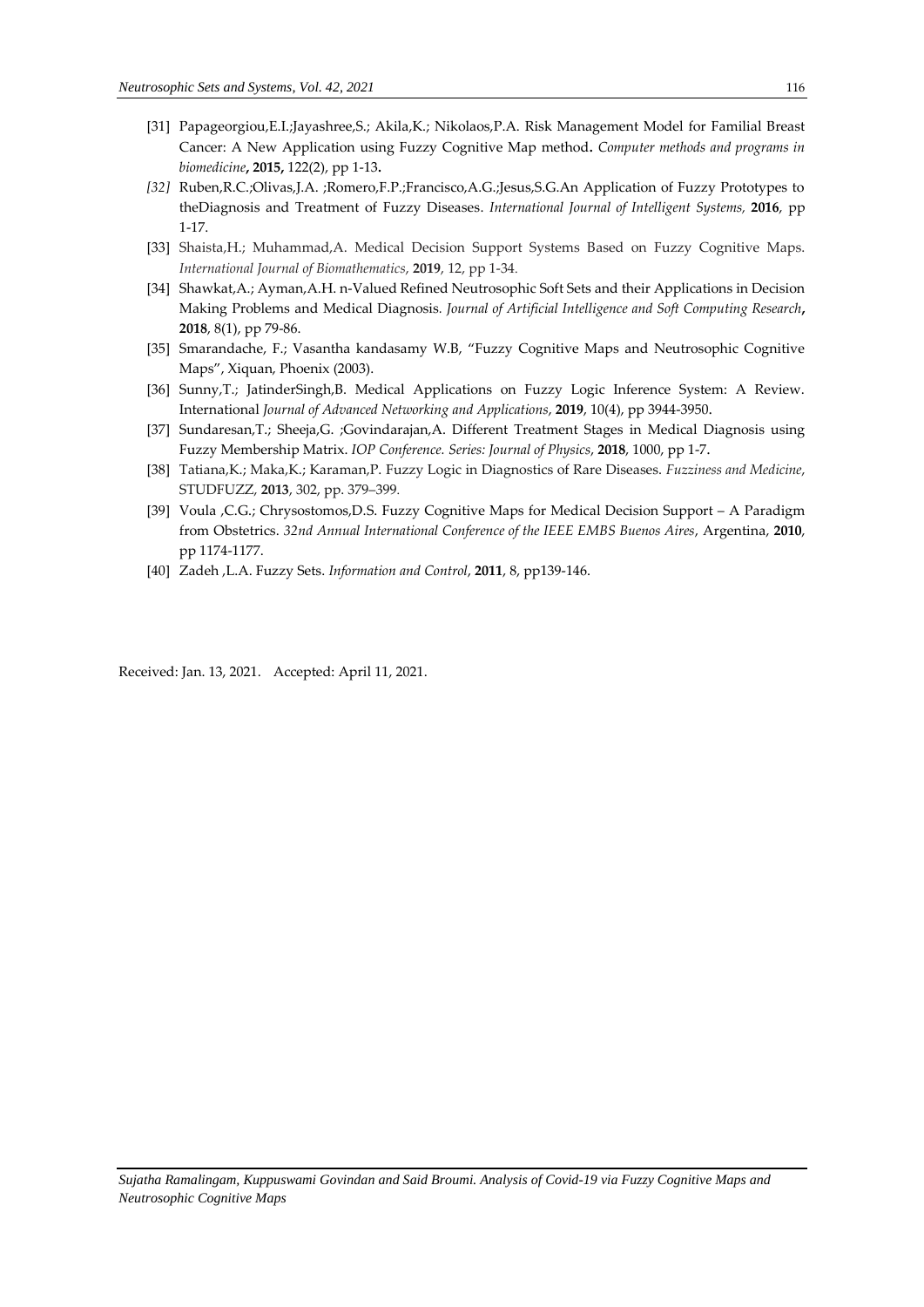[31] Papageorgiou,E.I.;Jayashree,S.; Akila,K.; Nikolaos,P.A. Risk Management Model for Familial Breast Cancer: A New Application using Fuzzy Cognitive Map method**.** *Computer methods and programs in biomedicine***, 2015,** 122(2), pp 1-13**.**

*[32]* Ruben,R.C.;Olivas,J.A. ;Romero,F.P.;Francisco,A.G.;Jesus,S.G.An Application of Fuzzy Prototypes to theDiagnosis and Treatment of Fuzzy Diseases. *International Journal of Intelligent Systems,* **2016**, pp 1-17.

[33] Shaista,H.; Muhammad,A. Medical Decision Support Systems Based on Fuzzy Cognitive Maps. *International Journal of Biomathematics,* **2019**, 12, pp 1-34.

[34] Shawkat,A.; Ayman,A.H. n-Valued Refined Neutrosophic Soft Sets and their Applications in Decision Making Problems and Medical Diagnosis. *Journal of Artificial Intelligence and Soft Computing Research***, 2018**, 8(1), pp 79-86.

[35] Smarandache, F.; Vasantha kandasamy W.B, "Fuzzy Cognitive Maps and Neutrosophic Cognitive Maps", Xiquan, Phoenix (2003).

[36] Sunny,T.; JatinderSingh,B. Medical Applications on Fuzzy Logic Inference System: A Review. International *Journal of Advanced Networking and Applications*, **2019**, 10(4), pp 3944-3950.

[37] Sundaresan,T.; Sheeja,G. ;Govindarajan,A. Different Treatment Stages in Medical Diagnosis using Fuzzy Membership Matrix. *IOP Conference. Series: Journal of Physics*, **2018**, 1000, pp 1-7.

[38] Tatiana,K.; Maka,K.; Karaman,P. Fuzzy Logic in Diagnostics of Rare Diseases. *Fuzziness and Medicine,* STUDFUZZ, **2013**, 302, pp. 379–399.

[39] Voula ,C.G.; Chrysostomos,D.S. Fuzzy Cognitive Maps for Medical Decision Support – A Paradigm from Obstetrics. *32nd Annual International Conference of the IEEE EMBS Buenos Aires*, Argentina, **2010**, pp 1174-1177.

[40] Zadeh ,L.A. Fuzzy Sets. *Information and Control*, **2011**, 8, pp139-146.

Received: Jan. 13, 2021. Accepted: April 11, 2021.